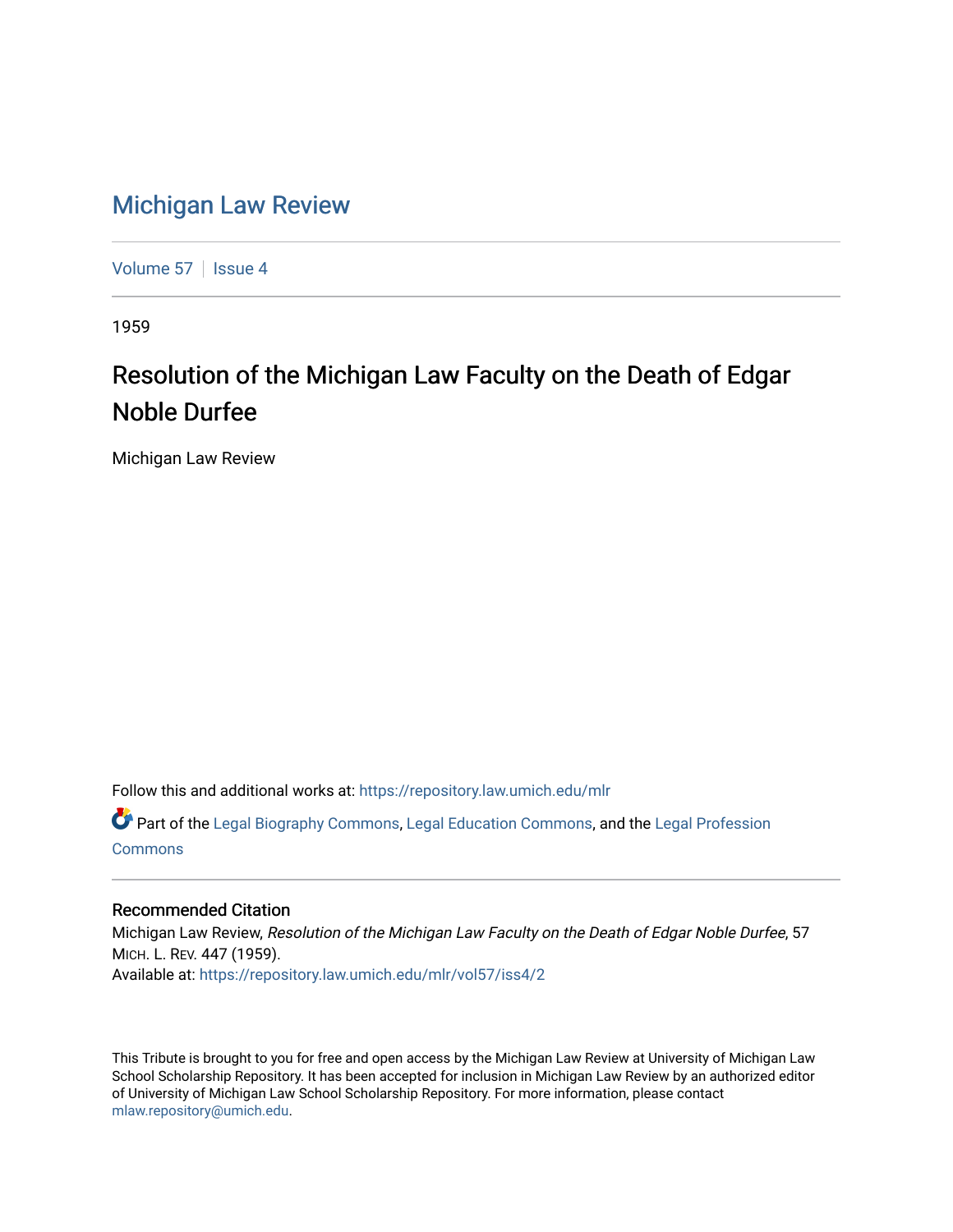# Michigan Law Review

Volume 57 | Issue 4

1959

## Resolution of the Michigan Law Faculty on the Death of Edgar Noble Durfee

Michigan Law Review

Follow this and additional works at: https://repository.law.umich.edu/mlr

Part of the Legal Biography Commons, Legal Education Commons, and the Legal Profession Commons

### Recommended Citation

Michigan Law Review, *Resolution of the Michigan Law Faculty on the Death of Edgar Noble Durfee*, 57 MICH. L. REV. 447 (1959).
Available at: https://repository.law.umich.edu/mlr/vol57/iss4/2

This Tribute is brought to you for free and open access by the Michigan Law Review at University of Michigan Law School Scholarship Repository. It has been accepted for inclusion in Michigan Law Review by an authorized editor of University of Michigan Law School Scholarship Repository. For more information, please contact mlaw.repository@umich.edu.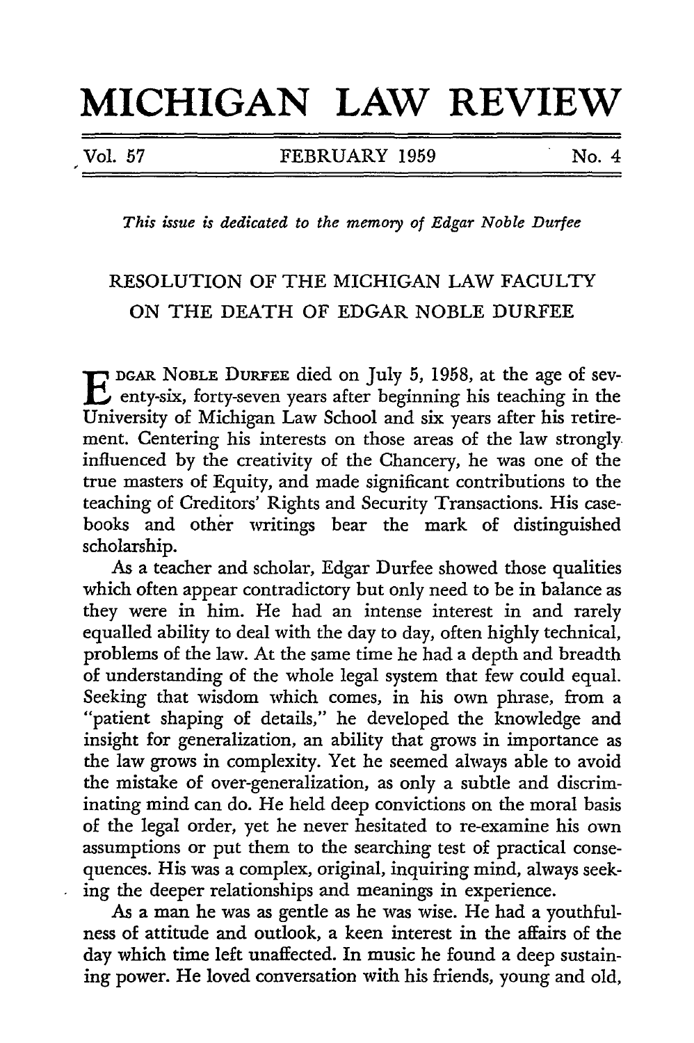# MICHIGAN LAW REVIEW

Vol. 57 FEBRUARY 1959 No. 4

*This issue is dedicated to the memory of Edgar Noble Durfee*

## RESOLUTION OF THE MICHIGAN LAW FACULTY ON THE DEATH OF EDGAR NOBLE DURFEE

EDGAR NOBLE DURFEE died on July 5, 1958, at the age of seventy-six, forty-seven years after beginning his teaching in the University of Michigan Law School and six years after his retirement. Centering his interests on those areas of the law strongly influenced by the creativity of the Chancery, he was one of the true masters of Equity, and made significant contributions to the teaching of Creditors' Rights and Security Transactions. His casebooks and other writings bear the mark of distinguished scholarship.

As a teacher and scholar, Edgar Durfee showed those qualities which often appear contradictory but only need to be in balance as they were in him. He had an intense interest in and rarely equalled ability to deal with the day to day, often highly technical, problems of the law. At the same time he had a depth and breadth of understanding of the whole legal system that few could equal. Seeking that wisdom which comes, in his own phrase, from a "patient shaping of details," he developed the knowledge and insight for generalization, an ability that grows in importance as the law grows in complexity. Yet he seemed always able to avoid the mistake of over-generalization, as only a subtle and discriminating mind can do. He held deep convictions on the moral basis of the legal order, yet he never hesitated to re-examine his own assumptions or put them to the searching test of practical consequences. His was a complex, original, inquiring mind, always seeking the deeper relationships and meanings in experience.

As a man he was as gentle as he was wise. He had a youthfulness of attitude and outlook, a keen interest in the affairs of the day which time left unaffected. In music he found a deep sustaining power. He loved conversation with his friends, young and old,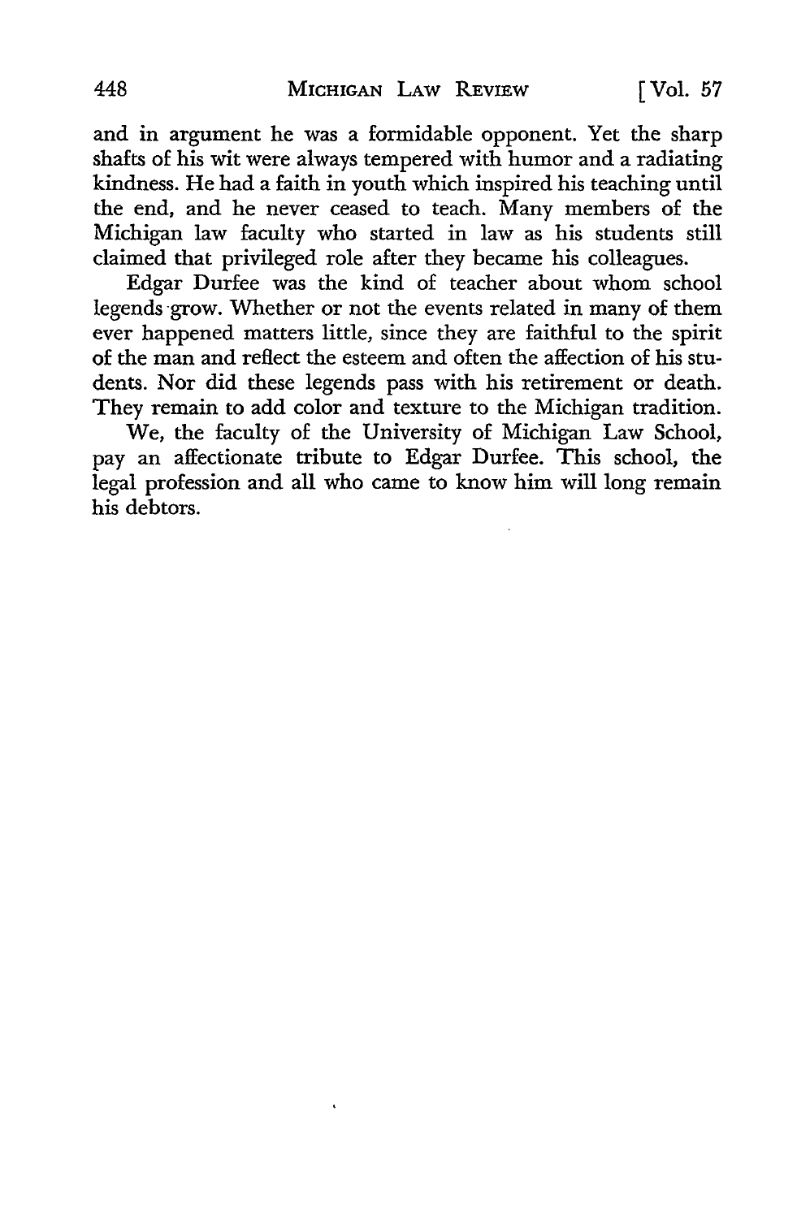and in argument he was a formidable opponent. Yet the sharp shafts of his wit were always tempered with humor and a radiating kindness. He had a faith in youth which inspired his teaching until the end, and he never ceased to teach. Many members of the Michigan law faculty who started in law as his students still claimed that privileged role after they became his colleagues.

Edgar Durfee was the kind of teacher about whom school legends grow. Whether or not the events related in many of them ever happened matters little, since they are faithful to the spirit of the man and reflect the esteem and often the affection of his students. Nor did these legends pass with his retirement or death. They remain to add color and texture to the Michigan tradition.

We, the faculty of the University of Michigan Law School, pay an affectionate tribute to Edgar Durfee. This school, the legal profession and all who came to know him will long remain his debtors.